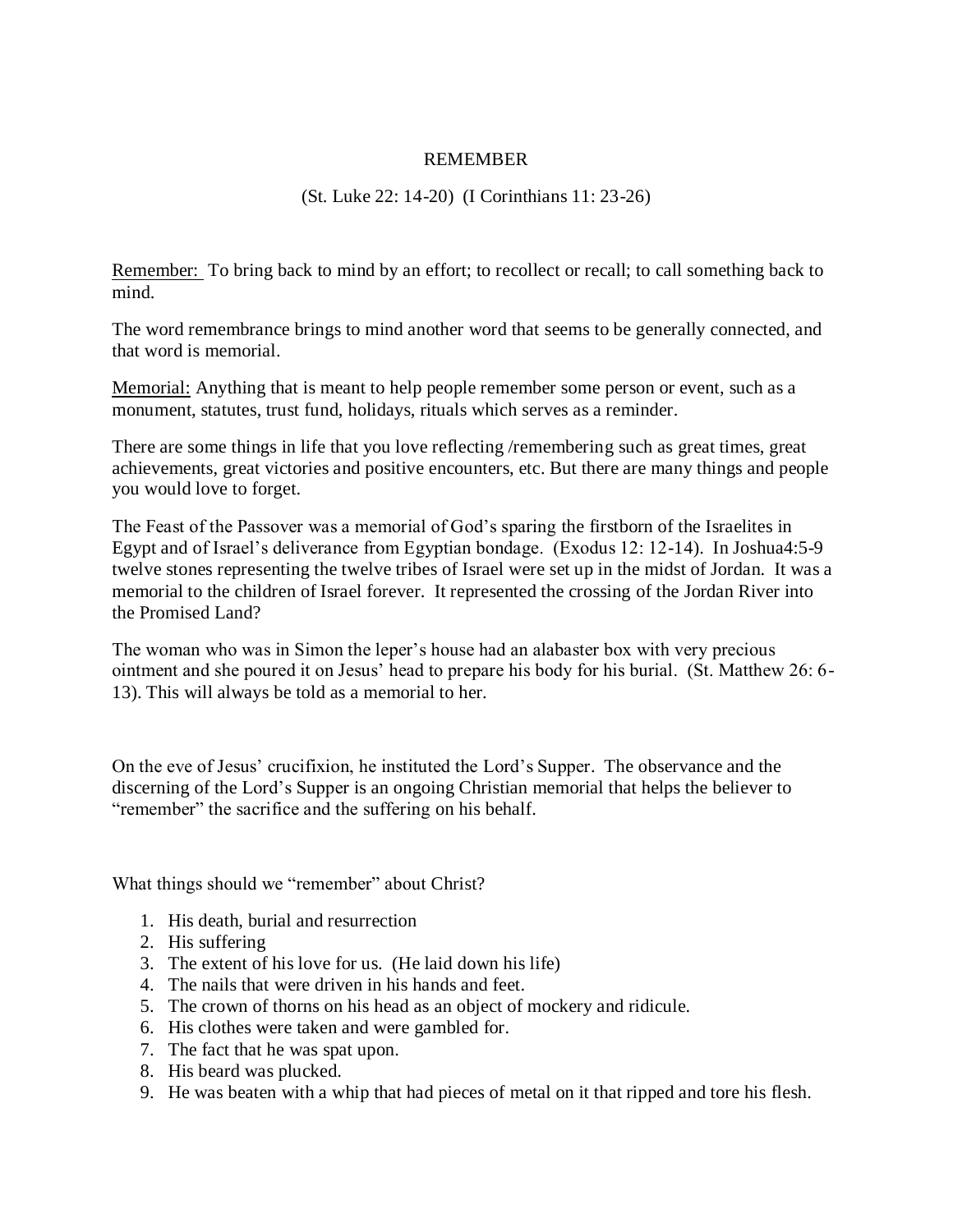# REMEMBER

(St. Luke 22: 14-20) (I Corinthians 11: 23-26)

<u>Remember:</u> To bring back to mind by an effort; to recollect or recall; to call something back to mind.

The word remembrance brings to mind another word that seems to be generally connected, and that word is memorial.

<u>Memorial:</u> Anything that is meant to help people remember some person or event, such as a monument, statutes, trust fund, holidays, rituals which serves as a reminder.

There are some things in life that you love reflecting /remembering such as great times, great achievements, great victories and positive encounters, etc. But there are many things and people you would love to forget.

The Feast of the Passover was a memorial of God's sparing the firstborn of the Israelites in Egypt and of Israel's deliverance from Egyptian bondage. (Exodus 12: 12-14). In Joshua4:5-9 twelve stones representing the twelve tribes of Israel were set up in the midst of Jordan. It was a memorial to the children of Israel forever. It represented the crossing of the Jordan River into the Promised Land?

The woman who was in Simon the leper's house had an alabaster box with very precious ointment and she poured it on Jesus' head to prepare his body for his burial. (St. Matthew 26: 6-13). This will always be told as a memorial to her.

On the eve of Jesus' crucifixion, he instituted the Lord's Supper. The observance and the discerning of the Lord's Supper is an ongoing Christian memorial that helps the believer to "remember" the sacrifice and the suffering on his behalf.

What things should we "remember" about Christ?

1. His death, burial and resurrection
2. His suffering
3. The extent of his love for us. (He laid down his life)
4. The nails that were driven in his hands and feet.
5. The crown of thorns on his head as an object of mockery and ridicule.
6. His clothes were taken and were gambled for.
7. The fact that he was spat upon.
8. His beard was plucked.
9. He was beaten with a whip that had pieces of metal on it that ripped and tore his flesh.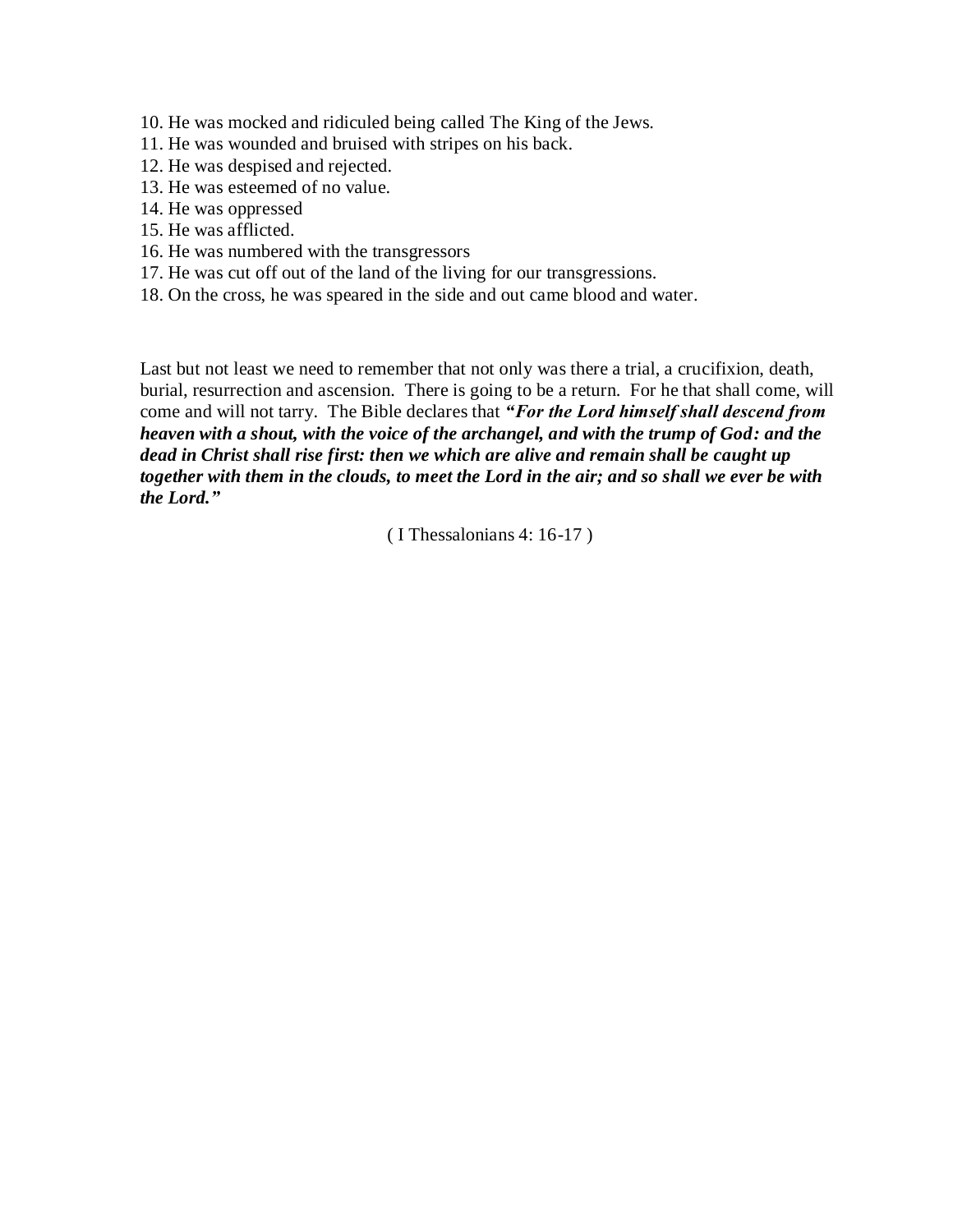10. He was mocked and ridiculed being called The King of the Jews.
11. He was wounded and bruised with stripes on his back.
12. He was despised and rejected.
13. He was esteemed of no value.
14. He was oppressed
15. He was afflicted.
16. He was numbered with the transgressors
17. He was cut off out of the land of the living for our transgressions.
18. On the cross, he was speared in the side and out came blood and water.

Last but not least we need to remember that not only was there a trial, a crucifixion, death, burial, resurrection and ascension. There is going to be a return. For he that shall come, will come and will not tarry. The Bible declares that ***"For the Lord himself shall descend from heaven with a shout, with the voice of the archangel, and with the trump of God: and the dead in Christ shall rise first: then we which are alive and remain shall be caught up together with them in the clouds, to meet the Lord in the air; and so shall we ever be with the Lord."***

( I Thessalonians 4: 16-17 )